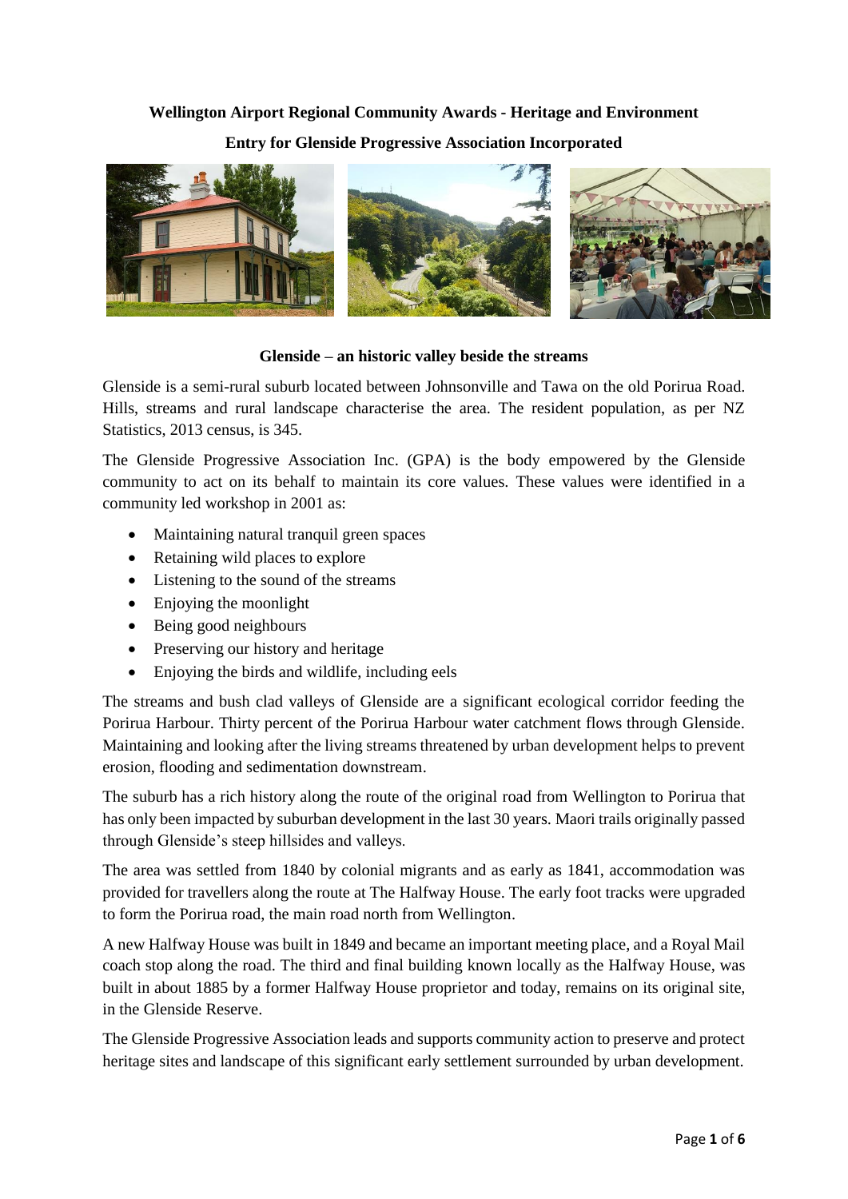**Wellington Airport Regional Community Awards - Heritage and Environment**

**Entry for Glenside Progressive Association Incorporated**

**Glenside – an historic valley beside the streams**

Glenside is a semi-rural suburb located between Johnsonville and Tawa on the old Porirua Road. Hills, streams and rural landscape characterise the area. The resident population, as per NZ Statistics, 2013 census, is 345.

The Glenside Progressive Association Inc. (GPA) is the body empowered by the Glenside community to act on its behalf to maintain its core values. These values were identified in a community led workshop in 2001 as:

- Maintaining natural tranquil green spaces
- Retaining wild places to explore
- Listening to the sound of the streams
- Enjoying the moonlight
- Being good neighbours
- Preserving our history and heritage
- Enjoying the birds and wildlife, including eels

The streams and bush clad valleys of Glenside are a significant ecological corridor feeding the Porirua Harbour. Thirty percent of the Porirua Harbour water catchment flows through Glenside. Maintaining and looking after the living streams threatened by urban development helps to prevent erosion, flooding and sedimentation downstream.

The suburb has a rich history along the route of the original road from Wellington to Porirua that has only been impacted by suburban development in the last 30 years. Maori trails originally passed through Glenside's steep hillsides and valleys.

The area was settled from 1840 by colonial migrants and as early as 1841, accommodation was provided for travellers along the route at The Halfway House. The early foot tracks were upgraded to form the Porirua road, the main road north from Wellington.

A new Halfway House was built in 1849 and became an important meeting place, and a Royal Mail coach stop along the road. The third and final building known locally as the Halfway House, was built in about 1885 by a former Halfway House proprietor and today, remains on its original site, in the Glenside Reserve.

The Glenside Progressive Association leads and supports community action to preserve and protect heritage sites and landscape of this significant early settlement surrounded by urban development.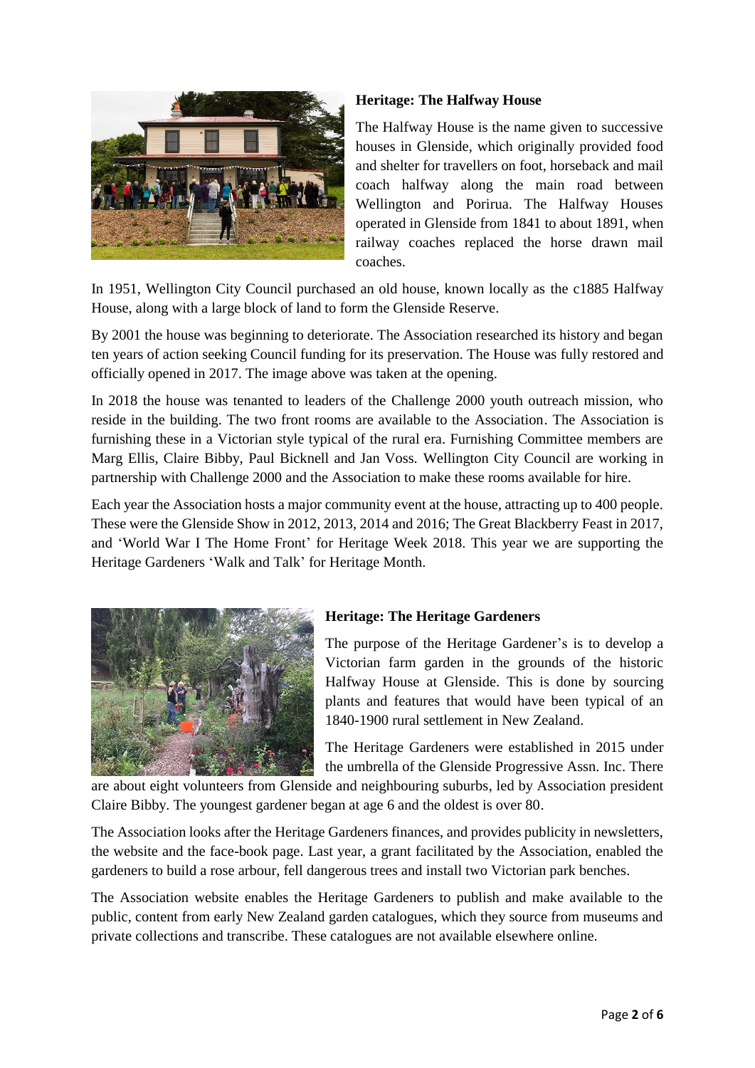**Heritage: The Halfway House**

The Halfway House is the name given to successive houses in Glenside, which originally provided food and shelter for travellers on foot, horseback and mail coach halfway along the main road between Wellington and Porirua. The Halfway Houses operated in Glenside from 1841 to about 1891, when railway coaches replaced the horse drawn mail coaches.

In 1951, Wellington City Council purchased an old house, known locally as the c1885 Halfway House, along with a large block of land to form the Glenside Reserve.

By 2001 the house was beginning to deteriorate. The Association researched its history and began ten years of action seeking Council funding for its preservation. The House was fully restored and officially opened in 2017. The image above was taken at the opening.

In 2018 the house was tenanted to leaders of the Challenge 2000 youth outreach mission, who reside in the building. The two front rooms are available to the Association. The Association is furnishing these in a Victorian style typical of the rural era. Furnishing Committee members are Marg Ellis, Claire Bibby, Paul Bicknell and Jan Voss. Wellington City Council are working in partnership with Challenge 2000 and the Association to make these rooms available for hire.

Each year the Association hosts a major community event at the house, attracting up to 400 people. These were the Glenside Show in 2012, 2013, 2014 and 2016; The Great Blackberry Feast in 2017, and 'World War I The Home Front' for Heritage Week 2018. This year we are supporting the Heritage Gardeners 'Walk and Talk' for Heritage Month.

**Heritage: The Heritage Gardeners**

The purpose of the Heritage Gardener's is to develop a Victorian farm garden in the grounds of the historic Halfway House at Glenside. This is done by sourcing plants and features that would have been typical of an 1840-1900 rural settlement in New Zealand.

The Heritage Gardeners were established in 2015 under the umbrella of the Glenside Progressive Assn. Inc. There are about eight volunteers from Glenside and neighbouring suburbs, led by Association president Claire Bibby. The youngest gardener began at age 6 and the oldest is over 80.

The Association looks after the Heritage Gardeners finances, and provides publicity in newsletters, the website and the face-book page. Last year, a grant facilitated by the Association, enabled the gardeners to build a rose arbour, fell dangerous trees and install two Victorian park benches.

The Association website enables the Heritage Gardeners to publish and make available to the public, content from early New Zealand garden catalogues, which they source from museums and private collections and transcribe. These catalogues are not available elsewhere online.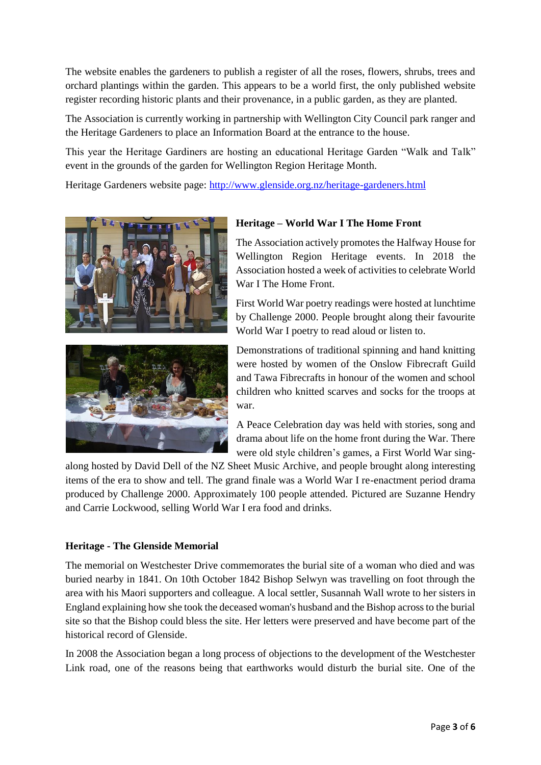The website enables the gardeners to publish a register of all the roses, flowers, shrubs, trees and orchard plantings within the garden. This appears to be a world first, the only published website register recording historic plants and their provenance, in a public garden, as they are planted.

The Association is currently working in partnership with Wellington City Council park ranger and the Heritage Gardeners to place an Information Board at the entrance to the house.

This year the Heritage Gardiners are hosting an educational Heritage Garden "Walk and Talk" event in the grounds of the garden for Wellington Region Heritage Month.

Heritage Gardeners website page: [http://www.glenside.org.nz/heritage-gardeners.html](http://www.glenside.org.nz/heritage-gardeners.html)

**Heritage – World War I The Home Front**

The Association actively promotes the Halfway House for Wellington Region Heritage events. In 2018 the Association hosted a week of activities to celebrate World War I The Home Front.

First World War poetry readings were hosted at lunchtime by Challenge 2000. People brought along their favourite World War I poetry to read aloud or listen to.

Demonstrations of traditional spinning and hand knitting were hosted by women of the Onslow Fibrecraft Guild and Tawa Fibrecrafts in honour of the women and school children who knitted scarves and socks for the troops at war.

A Peace Celebration day was held with stories, song and drama about life on the home front during the War. There were old style children's games, a First World War sing-along hosted by David Dell of the NZ Sheet Music Archive, and people brought along interesting items of the era to show and tell. The grand finale was a World War I re-enactment period drama produced by Challenge 2000. Approximately 100 people attended. Pictured are Suzanne Hendry and Carrie Lockwood, selling World War I era food and drinks.

**Heritage - The Glenside Memorial**

The memorial on Westchester Drive commemorates the burial site of a woman who died and was buried nearby in 1841. On 10th October 1842 Bishop Selwyn was travelling on foot through the area with his Maori supporters and colleague. A local settler, Susannah Wall wrote to her sisters in England explaining how she took the deceased woman's husband and the Bishop across to the burial site so that the Bishop could bless the site. Her letters were preserved and have become part of the historical record of Glenside.

In 2008 the Association began a long process of objections to the development of the Westchester Link road, one of the reasons being that earthworks would disturb the burial site. One of the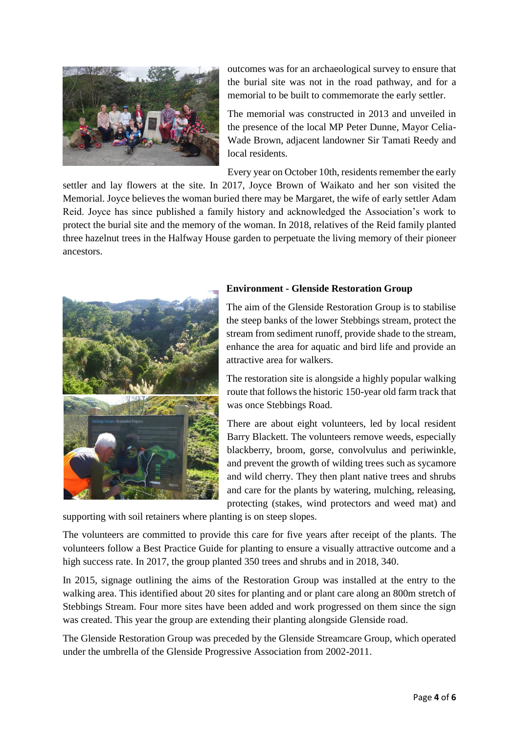outcomes was for an archaeological survey to ensure that the burial site was not in the road pathway, and for a memorial to be built to commemorate the early settler.

The memorial was constructed in 2013 and unveiled in the presence of the local MP Peter Dunne, Mayor Celia-Wade Brown, adjacent landowner Sir Tamati Reedy and local residents.

Every year on October 10th, residents remember the early settler and lay flowers at the site. In 2017, Joyce Brown of Waikato and her son visited the Memorial. Joyce believes the woman buried there may be Margaret, the wife of early settler Adam Reid. Joyce has since published a family history and acknowledged the Association's work to protect the burial site and the memory of the woman. In 2018, relatives of the Reid family planted three hazelnut trees in the Halfway House garden to perpetuate the living memory of their pioneer ancestors.

**Environment - Glenside Restoration Group**

The aim of the Glenside Restoration Group is to stabilise the steep banks of the lower Stebbings stream, protect the stream from sediment runoff, provide shade to the stream, enhance the area for aquatic and bird life and provide an attractive area for walkers.

The restoration site is alongside a highly popular walking route that follows the historic 150-year old farm track that was once Stebbings Road.

There are about eight volunteers, led by local resident Barry Blackett. The volunteers remove weeds, especially blackberry, broom, gorse, convolvulus and periwinkle, and prevent the growth of wilding trees such as sycamore and wild cherry. They then plant native trees and shrubs and care for the plants by watering, mulching, releasing, protecting (stakes, wind protectors and weed mat) and supporting with soil retainers where planting is on steep slopes.

The volunteers are committed to provide this care for five years after receipt of the plants. The volunteers follow a Best Practice Guide for planting to ensure a visually attractive outcome and a high success rate. In 2017, the group planted 350 trees and shrubs and in 2018, 340.

In 2015, signage outlining the aims of the Restoration Group was installed at the entry to the walking area. This identified about 20 sites for planting and or plant care along an 800m stretch of Stebbings Stream. Four more sites have been added and work progressed on them since the sign was created. This year the group are extending their planting alongside Glenside road.

The Glenside Restoration Group was preceded by the Glenside Streamcare Group, which operated under the umbrella of the Glenside Progressive Association from 2002-2011.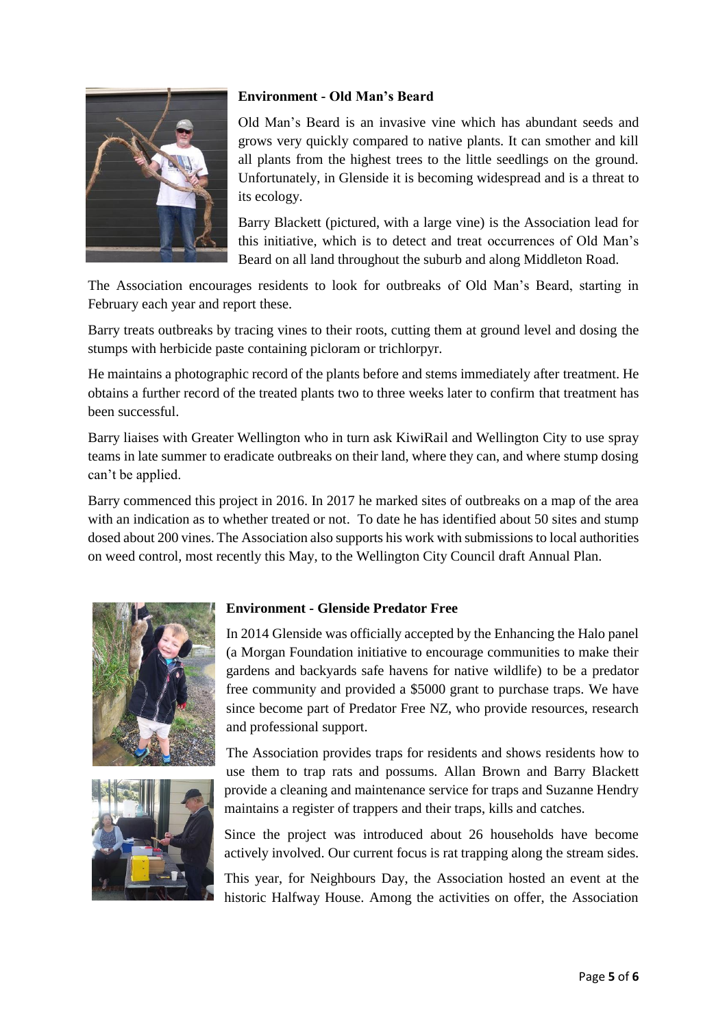### Environment - Old Man's Beard

Old Man's Beard is an invasive vine which has abundant seeds and grows very quickly compared to native plants. It can smother and kill all plants from the highest trees to the little seedlings on the ground. Unfortunately, in Glenside it is becoming widespread and is a threat to its ecology.

Barry Blackett (pictured, with a large vine) is the Association lead for this initiative, which is to detect and treat occurrences of Old Man's Beard on all land throughout the suburb and along Middleton Road.

The Association encourages residents to look for outbreaks of Old Man's Beard, starting in February each year and report these.

Barry treats outbreaks by tracing vines to their roots, cutting them at ground level and dosing the stumps with herbicide paste containing picloram or trichlorpyr.

He maintains a photographic record of the plants before and stems immediately after treatment. He obtains a further record of the treated plants two to three weeks later to confirm that treatment has been successful.

Barry liaises with Greater Wellington who in turn ask KiwiRail and Wellington City to use spray teams in late summer to eradicate outbreaks on their land, where they can, and where stump dosing can't be applied.

Barry commenced this project in 2016. In 2017 he marked sites of outbreaks on a map of the area with an indication as to whether treated or not. To date he has identified about 50 sites and stump dosed about 200 vines. The Association also supports his work with submissions to local authorities on weed control, most recently this May, to the Wellington City Council draft Annual Plan.

### Environment - Glenside Predator Free

In 2014 Glenside was officially accepted by the Enhancing the Halo panel (a Morgan Foundation initiative to encourage communities to make their gardens and backyards safe havens for native wildlife) to be a predator free community and provided a $5000 grant to purchase traps. We have since become part of Predator Free NZ, who provide resources, research and professional support.

The Association provides traps for residents and shows residents how to use them to trap rats and possums. Allan Brown and Barry Blackett provide a cleaning and maintenance service for traps and Suzanne Hendry maintains a register of trappers and their traps, kills and catches.

Since the project was introduced about 26 households have become actively involved. Our current focus is rat trapping along the stream sides.

This year, for Neighbours Day, the Association hosted an event at the historic Halfway House. Among the activities on offer, the Association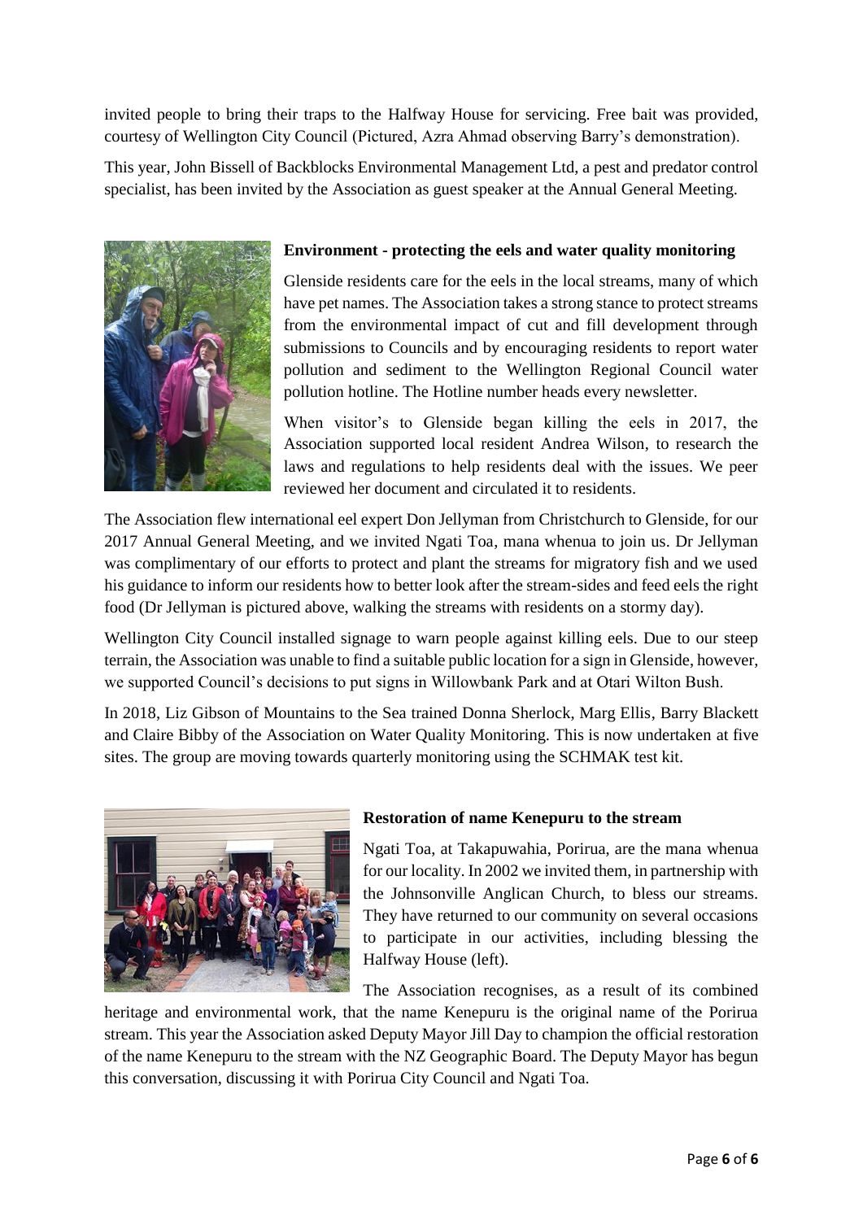invited people to bring their traps to the Halfway House for servicing. Free bait was provided, courtesy of Wellington City Council (Pictured, Azra Ahmad observing Barry's demonstration).

This year, John Bissell of Backblocks Environmental Management Ltd, a pest and predator control specialist, has been invited by the Association as guest speaker at the Annual General Meeting.

**Environment - protecting the eels and water quality monitoring**

Glenside residents care for the eels in the local streams, many of which have pet names. The Association takes a strong stance to protect streams from the environmental impact of cut and fill development through submissions to Councils and by encouraging residents to report water pollution and sediment to the Wellington Regional Council water pollution hotline. The Hotline number heads every newsletter.

When visitor's to Glenside began killing the eels in 2017, the Association supported local resident Andrea Wilson, to research the laws and regulations to help residents deal with the issues. We peer reviewed her document and circulated it to residents.

The Association flew international eel expert Don Jellyman from Christchurch to Glenside, for our 2017 Annual General Meeting, and we invited Ngati Toa, mana whenua to join us. Dr Jellyman was complimentary of our efforts to protect and plant the streams for migratory fish and we used his guidance to inform our residents how to better look after the stream-sides and feed eels the right food (Dr Jellyman is pictured above, walking the streams with residents on a stormy day).

Wellington City Council installed signage to warn people against killing eels. Due to our steep terrain, the Association was unable to find a suitable public location for a sign in Glenside, however, we supported Council's decisions to put signs in Willowbank Park and at Otari Wilton Bush.

In 2018, Liz Gibson of Mountains to the Sea trained Donna Sherlock, Marg Ellis, Barry Blackett and Claire Bibby of the Association on Water Quality Monitoring. This is now undertaken at five sites. The group are moving towards quarterly monitoring using the SCHMAK test kit.

**Restoration of name Kenepuru to the stream**

Ngati Toa, at Takapuwahia, Porirua, are the mana whenua for our locality. In 2002 we invited them, in partnership with the Johnsonville Anglican Church, to bless our streams. They have returned to our community on several occasions to participate in our activities, including blessing the Halfway House (left).

The Association recognises, as a result of its combined heritage and environmental work, that the name Kenepuru is the original name of the Porirua stream. This year the Association asked Deputy Mayor Jill Day to champion the official restoration of the name Kenepuru to the stream with the NZ Geographic Board. The Deputy Mayor has begun this conversation, discussing it with Porirua City Council and Ngati Toa.